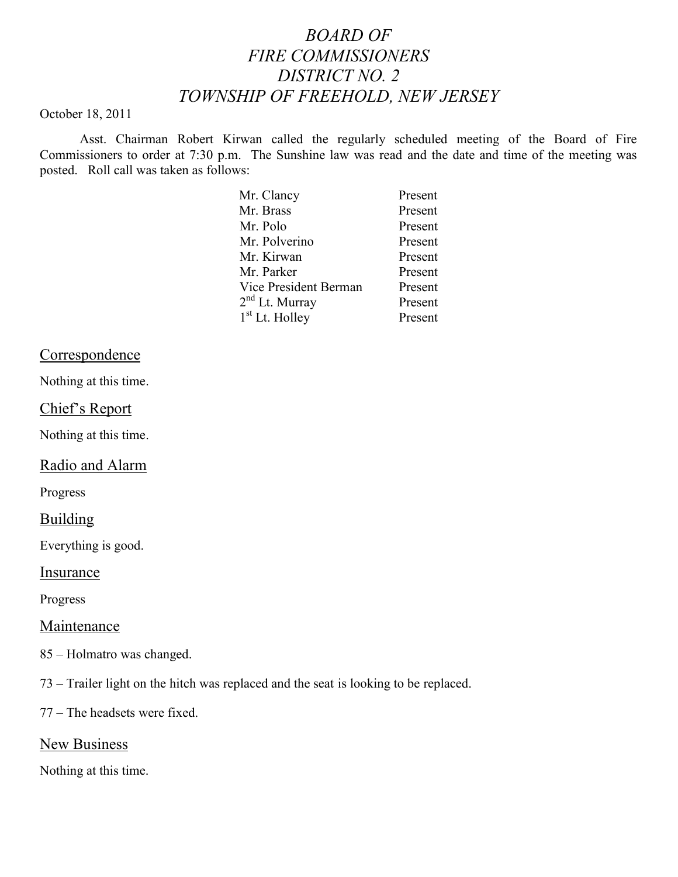# *BOARD OF FIRE COMMISSIONERS DISTRICT NO. 2 TOWNSHIP OF FREEHOLD, NEW JERSEY*

October 18, 2011

Asst. Chairman Robert Kirwan called the regularly scheduled meeting of the Board of Fire Commissioners to order at 7:30 p.m. The Sunshine law was read and the date and time of the meeting was posted. Roll call was taken as follows:

| | |
|---|---|
| Mr. Clancy | Present |
| Mr. Brass | Present |
| Mr. Polo | Present |
| Mr. Polverino | Present |
| Mr. Kirwan | Present |
| Mr. Parker | Present |
| Vice President Berman | Present |
| 2nd Lt. Murray | Present |
| 1st Lt. Holley | Present |

## Correspondence

Nothing at this time.

## Chief's Report

Nothing at this time.

## Radio and Alarm

Progress

## Building

Everything is good.

## Insurance

Progress

## Maintenance

85 – Holmatro was changed.

73 – Trailer light on the hitch was replaced and the seat is looking to be replaced.

77 – The headsets were fixed.

## New Business

Nothing at this time.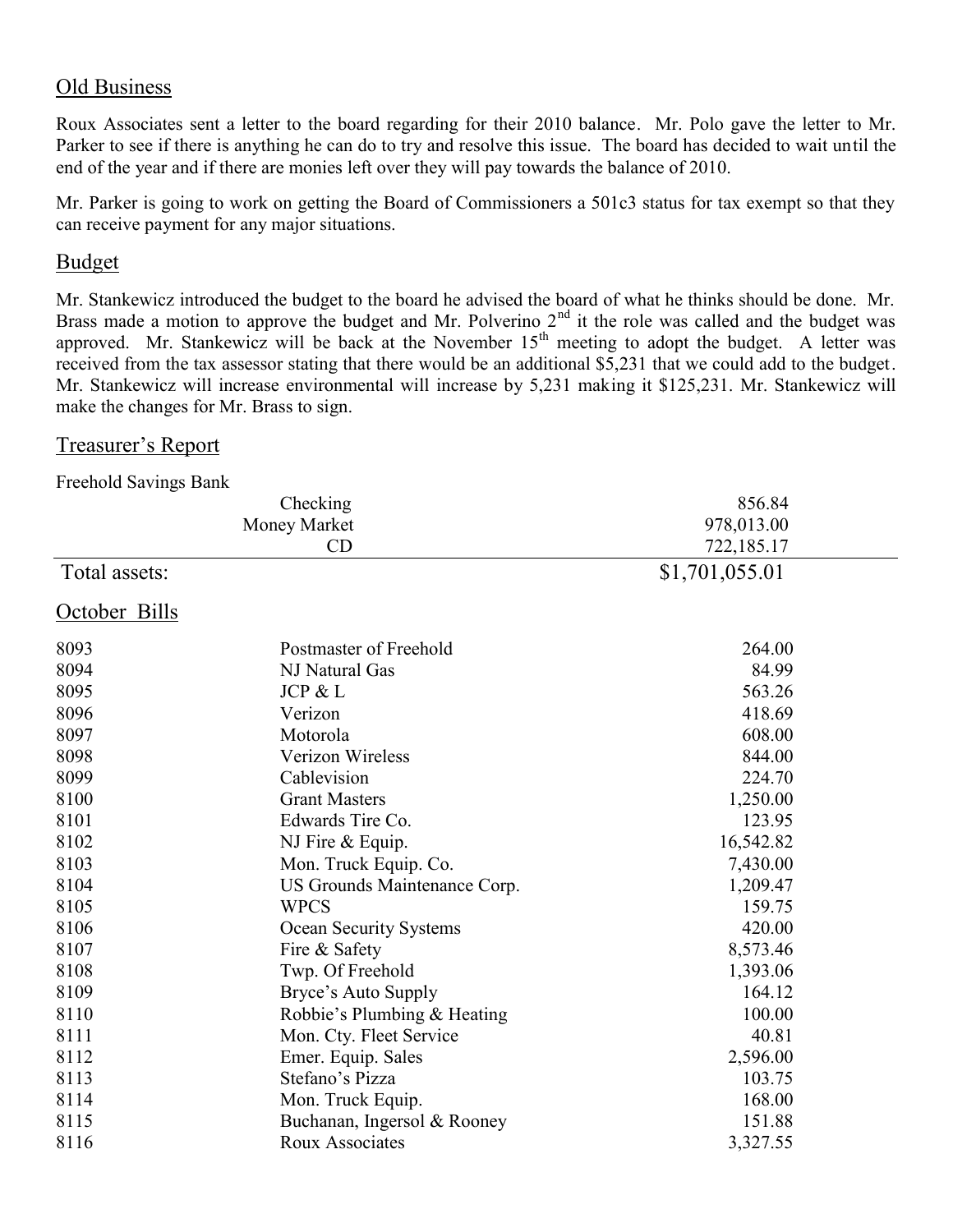## Old Business

Roux Associates sent a letter to the board regarding for their 2010 balance. Mr. Polo gave the letter to Mr. Parker to see if there is anything he can do to try and resolve this issue. The board has decided to wait until the end of the year and if there are monies left over they will pay towards the balance of 2010.

Mr. Parker is going to work on getting the Board of Commissioners a 501c3 status for tax exempt so that they can receive payment for any major situations.

## Budget

Mr. Stankewicz introduced the budget to the board he advised the board of what he thinks should be done. Mr. Brass made a motion to approve the budget and Mr. Polverino 2nd it the role was called and the budget was approved. Mr. Stankewicz will be back at the November 15th meeting to adopt the budget. A letter was received from the tax assessor stating that there would be an additional $5,231 that we could add to the budget. Mr. Stankewicz will increase environmental will increase by 5,231 making it $125,231. Mr. Stankewicz will make the changes for Mr. Brass to sign.

## Treasurer's Report

Freehold Savings Bank

| | | |
|---|---|---|
| | Checking | 856.84 |
| | Money Market | 978,013.00 |
| | CD | 722,185.17 |
| Total assets: | | $1,701,055.01 |

## October Bills

| | | |
|---|---|---|
| 8093 | Postmaster of Freehold | 264.00 |
| 8094 | NJ Natural Gas | 84.99 |
| 8095 | JCP & L | 563.26 |
| 8096 | Verizon | 418.69 |
| 8097 | Motorola | 608.00 |
| 8098 | Verizon Wireless | 844.00 |
| 8099 | Cablevision | 224.70 |
| 8100 | Grant Masters | 1,250.00 |
| 8101 | Edwards Tire Co. | 123.95 |
| 8102 | NJ Fire & Equip. | 16,542.82 |
| 8103 | Mon. Truck Equip. Co. | 7,430.00 |
| 8104 | US Grounds Maintenance Corp. | 1,209.47 |
| 8105 | WPCS | 159.75 |
| 8106 | Ocean Security Systems | 420.00 |
| 8107 | Fire & Safety | 8,573.46 |
| 8108 | Twp. Of Freehold | 1,393.06 |
| 8109 | Bryce's Auto Supply | 164.12 |
| 8110 | Robbie's Plumbing & Heating | 100.00 |
| 8111 | Mon. Cty. Fleet Service | 40.81 |
| 8112 | Emer. Equip. Sales | 2,596.00 |
| 8113 | Stefano's Pizza | 103.75 |
| 8114 | Mon. Truck Equip. | 168.00 |
| 8115 | Buchanan, Ingersol & Rooney | 151.88 |
| 8116 | Roux Associates | 3,327.55 |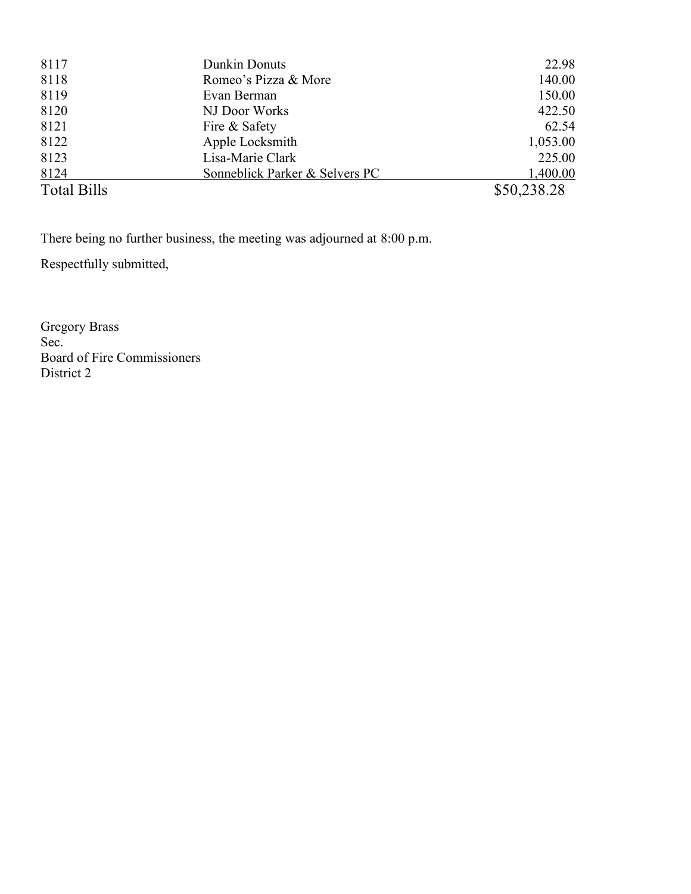| | | |
|---|---|---|
| 8117 | Dunkin Donuts | 22.98 |
| 8118 | Romeo's Pizza & More | 140.00 |
| 8119 | Evan Berman | 150.00 |
| 8120 | NJ Door Works | 422.50 |
| 8121 | Fire & Safety | 62.54 |
| 8122 | Apple Locksmith | 1,053.00 |
| 8123 | Lisa-Marie Clark | 225.00 |
| 8124 | Sonneblick Parker & Selvers PC | 1,400.00 |
| Total Bills | | $50,238.28 |

There being no further business, the meeting was adjourned at 8:00 p.m.

Respectfully submitted,

Gregory Brass
Sec.
Board of Fire Commissioners
District 2